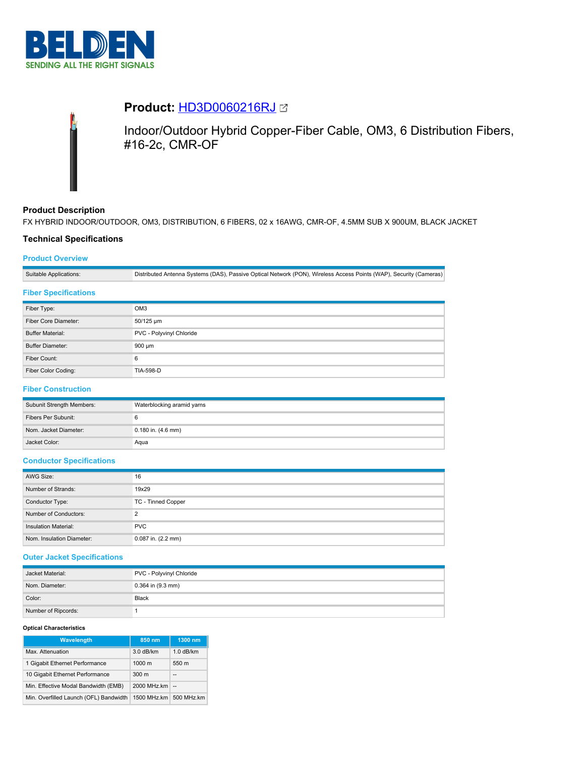# Product: HD3D0060216RJ

Indoor/Outdoor Hybrid Copper-Fiber Cable, OM3, 6 Distribution Fibers, #16-2c, CMR-OF

## Product Description

FX HYBRID INDOOR/OUTDOOR, OM3, DISTRIBUTION, 6 FIBERS, 02 x 16AWG, CMR-OF, 4.5MM SUB X 900UM, BLACK JACKET

## Technical Specifications

### Product Overview

| | |
|---|---|
| Suitable Applications: | Distributed Antenna Systems (DAS), Passive Optical Network (PON), Wireless Access Points (WAP), Security (Cameras) |

### Fiber Specifications

| | |
|---|---|
| Fiber Type: | OM3 |
| Fiber Core Diameter: | 50/125 µm |
| Buffer Material: | PVC - Polyvinyl Chloride |
| Buffer Diameter: | 900 µm |
| Fiber Count: | 6 |
| Fiber Color Coding: | TIA-598-D |

### Fiber Construction

| | |
|---|---|
| Subunit Strength Members: | Waterblocking aramid yarns |
| Fibers Per Subunit: | 6 |
| Nom. Jacket Diameter: | 0.180 in. (4.6 mm) |
| Jacket Color: | Aqua |

### Conductor Specifications

| | |
|---|---|
| AWG Size: | 16 |
| Number of Strands: | 19x29 |
| Conductor Type: | TC - Tinned Copper |
| Number of Conductors: | 2 |
| Insulation Material: | PVC |
| Nom. Insulation Diameter: | 0.087 in. (2.2 mm) |

### Outer Jacket Specifications

| | |
|---|---|
| Jacket Material: | PVC - Polyvinyl Chloride |
| Nom. Diameter: | 0.364 in (9.3 mm) |
| Color: | Black |
| Number of Ripcords: | 1 |

**Optical Characteristics**

| Wavelength | 850 nm | 1300 nm |
|---|---|---|
| Max. Attenuation | 3.0 dB/km | 1.0 dB/km |
| 1 Gigabit Ethernet Performance | 1000 m | 550 m |
| 10 Gigabit Ethernet Performance | 300 m | -- |
| Min. Effective Modal Bandwidth (EMB) | 2000 MHz.km | -- |
| Min. Overfilled Launch (OFL) Bandwidth | 1500 MHz.km | 500 MHz.km |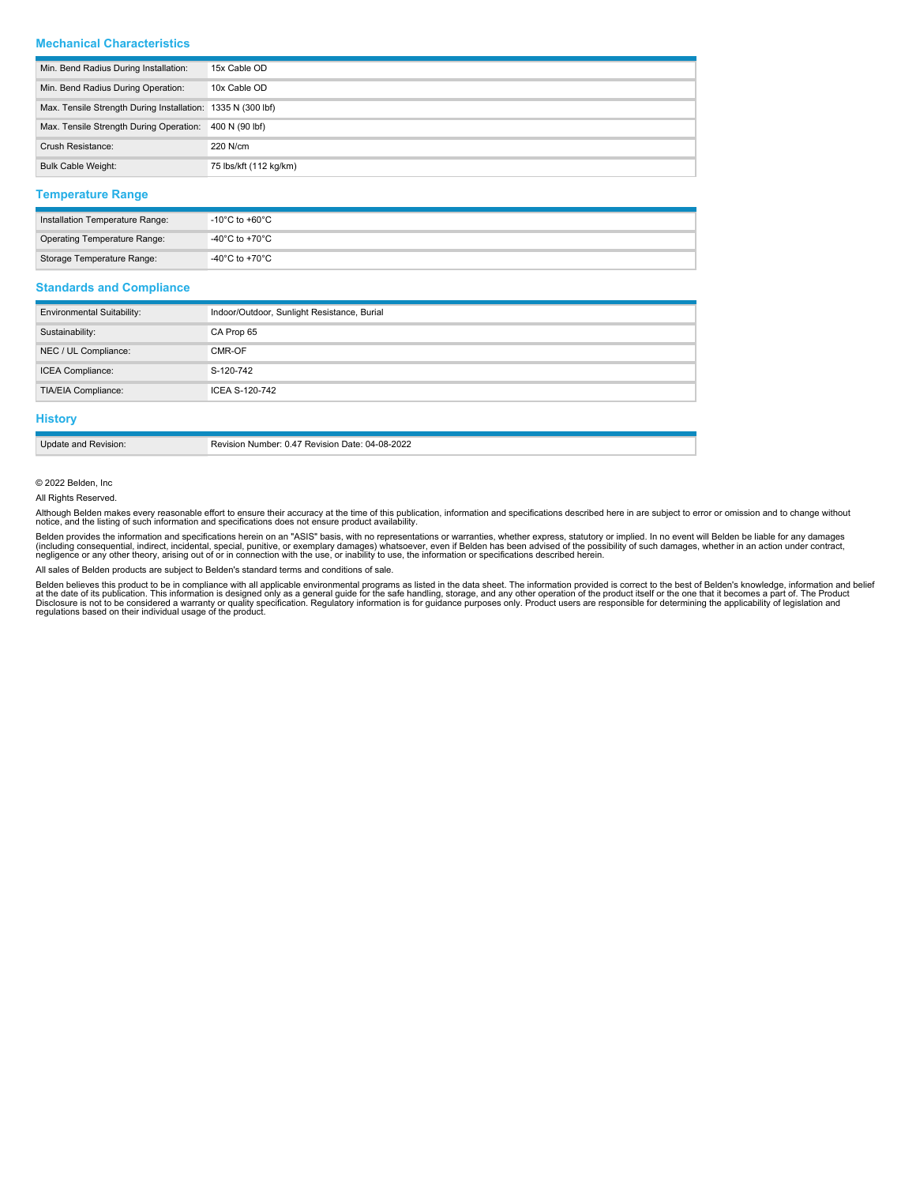## Mechanical Characteristics

| | |
|---|---|
| Min. Bend Radius During Installation: | 15x Cable OD |
| Min. Bend Radius During Operation: | 10x Cable OD |
| Max. Tensile Strength During Installation: | 1335 N (300 lbf) |
| Max. Tensile Strength During Operation: | 400 N (90 lbf) |
| Crush Resistance: | 220 N/cm |
| Bulk Cable Weight: | 75 lbs/kft (112 kg/km) |

## Temperature Range

| | |
|---|---|
| Installation Temperature Range: | -10°C to +60°C |
| Operating Temperature Range: | -40°C to +70°C |
| Storage Temperature Range: | -40°C to +70°C |

## Standards and Compliance

| | |
|---|---|
| Environmental Suitability: | Indoor/Outdoor, Sunlight Resistance, Burial |
| Sustainability: | CA Prop 65 |
| NEC / UL Compliance: | CMR-OF |
| ICEA Compliance: | S-120-742 |
| TIA/EIA Compliance: | ICEA S-120-742 |

## History

| | |
|---|---|
| Update and Revision: | Revision Number: 0.47 Revision Date: 04-08-2022 |

© 2022 Belden, Inc

All Rights Reserved.

Although Belden makes every reasonable effort to ensure their accuracy at the time of this publication, information and specifications described here in are subject to error or omission and to change without notice, and the listing of such information and specifications does not ensure product availability.

Belden provides the information and specifications herein on an "ASIS" basis, with no representations or warranties, whether express, statutory or implied. In no event will Belden be liable for any damages (including consequential, indirect, incidental, special, punitive, or exemplary damages) whatsoever, even if Belden has been advised of the possibility of such damages, whether in an action under contract, negligence or any other theory, arising out of or in connection with the use, or inability to use, the information or specifications described herein.

All sales of Belden products are subject to Belden's standard terms and conditions of sale.

Belden believes this product to be in compliance with all applicable environmental programs as listed in the data sheet. The information provided is correct to the best of Belden's knowledge, information and belief at the date of its publication. This information is designed only as a general guide for the safe handling, storage, and any other operation of the product itself or the one that it becomes a part of. The Product Disclosure is not to be considered a warranty or quality specification. Regulatory information is for guidance purposes only. Product users are responsible for determining the applicability of legislation and regulations based on their individual usage of the product.